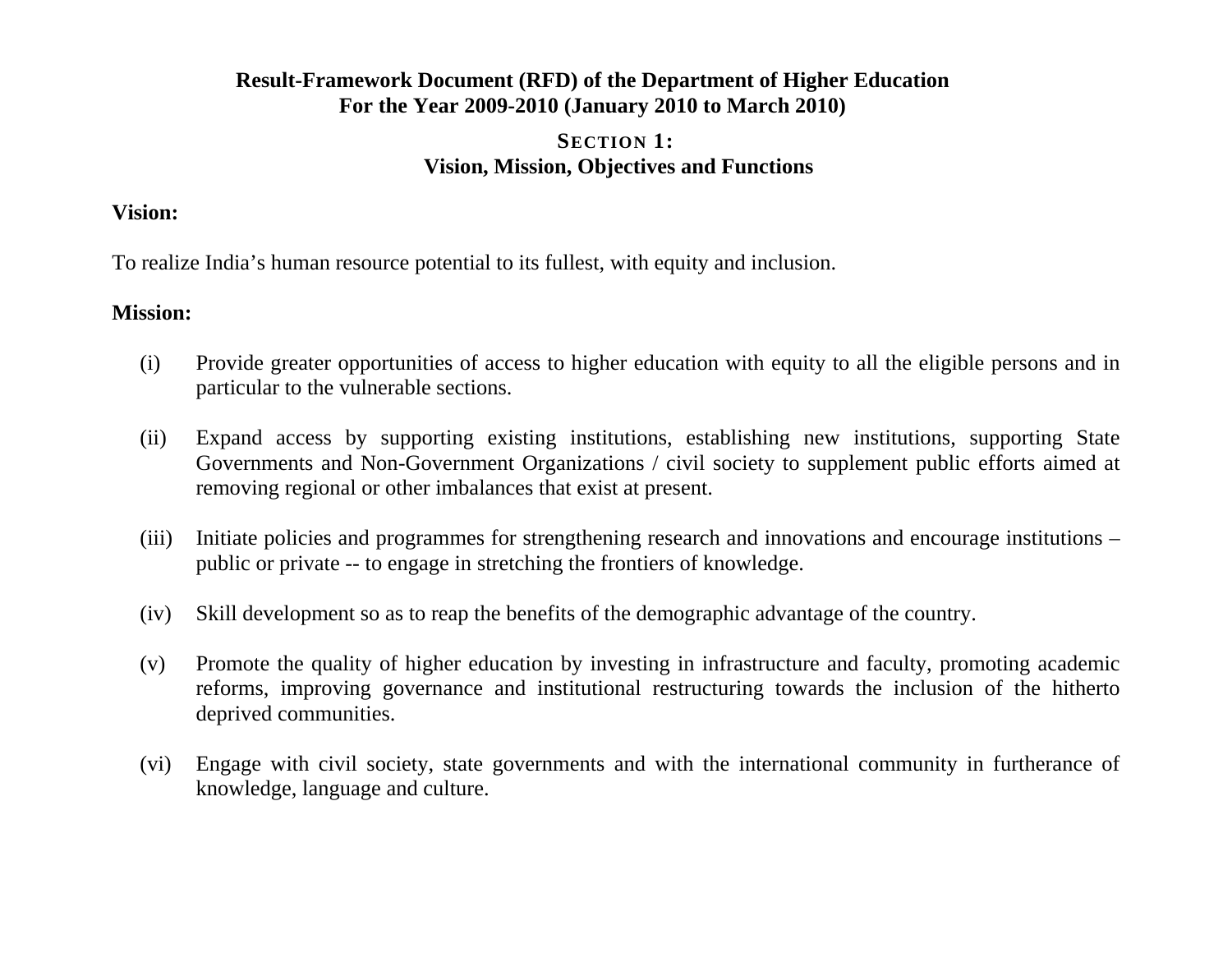# Result-Framework Document (RFD) of the Department of Higher Education
## For the Year 2009-2010 (January 2010 to March 2010)

## SECTION 1:
## Vision, Mission, Objectives and Functions

**Vision:**

To realize India's human resource potential to its fullest, with equity and inclusion.

**Mission:**

(i) Provide greater opportunities of access to higher education with equity to all the eligible persons and in particular to the vulnerable sections.

(ii) Expand access by supporting existing institutions, establishing new institutions, supporting State Governments and Non-Government Organizations / civil society to supplement public efforts aimed at removing regional or other imbalances that exist at present.

(iii) Initiate policies and programmes for strengthening research and innovations and encourage institutions – public or private -- to engage in stretching the frontiers of knowledge.

(iv) Skill development so as to reap the benefits of the demographic advantage of the country.

(v) Promote the quality of higher education by investing in infrastructure and faculty, promoting academic reforms, improving governance and institutional restructuring towards the inclusion of the hitherto deprived communities.

(vi) Engage with civil society, state governments and with the international community in furtherance of knowledge, language and culture.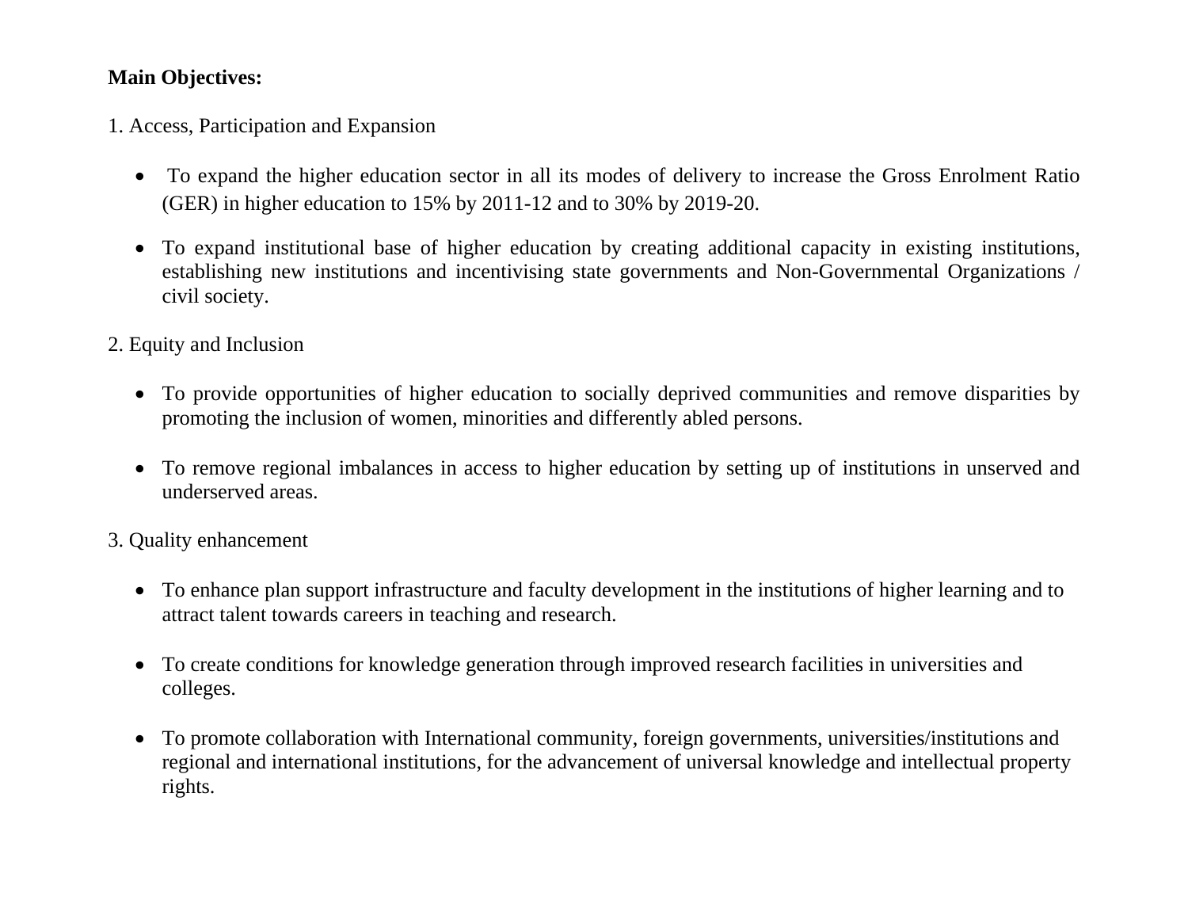**Main Objectives:**

1. Access, Participation and Expansion

- To expand the higher education sector in all its modes of delivery to increase the Gross Enrolment Ratio (GER) in higher education to 15% by 2011-12 and to 30% by 2019-20.
- To expand institutional base of higher education by creating additional capacity in existing institutions, establishing new institutions and incentivising state governments and Non-Governmental Organizations / civil society.

2. Equity and Inclusion

- To provide opportunities of higher education to socially deprived communities and remove disparities by promoting the inclusion of women, minorities and differently abled persons.
- To remove regional imbalances in access to higher education by setting up of institutions in unserved and underserved areas.

3. Quality enhancement

- To enhance plan support infrastructure and faculty development in the institutions of higher learning and to attract talent towards careers in teaching and research.
- To create conditions for knowledge generation through improved research facilities in universities and colleges.
- To promote collaboration with International community, foreign governments, universities/institutions and regional and international institutions, for the advancement of universal knowledge and intellectual property rights.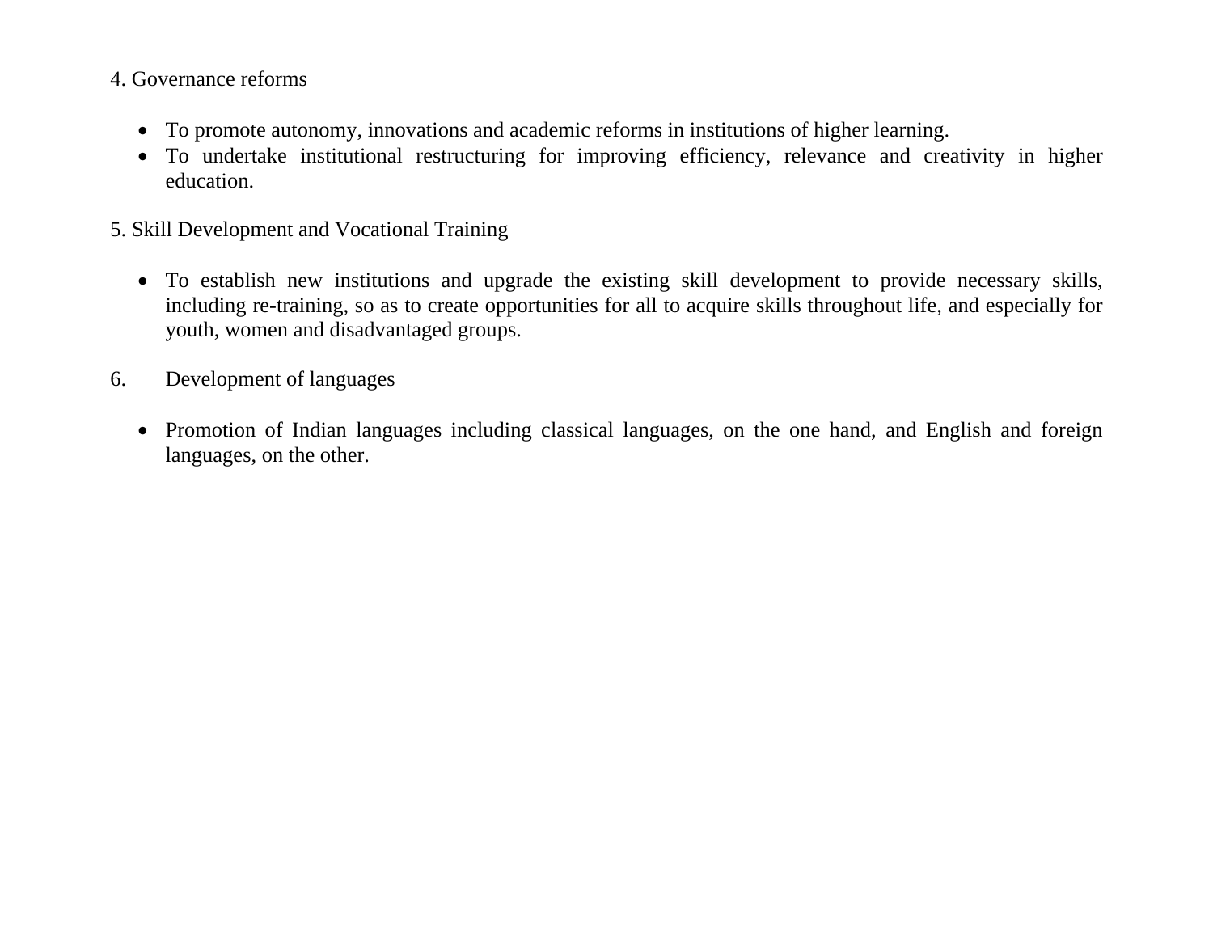4. Governance reforms

- To promote autonomy, innovations and academic reforms in institutions of higher learning.
- To undertake institutional restructuring for improving efficiency, relevance and creativity in higher education.

5. Skill Development and Vocational Training

- To establish new institutions and upgrade the existing skill development to provide necessary skills, including re-training, so as to create opportunities for all to acquire skills throughout life, and especially for youth, women and disadvantaged groups.

6. Development of languages

- Promotion of Indian languages including classical languages, on the one hand, and English and foreign languages, on the other.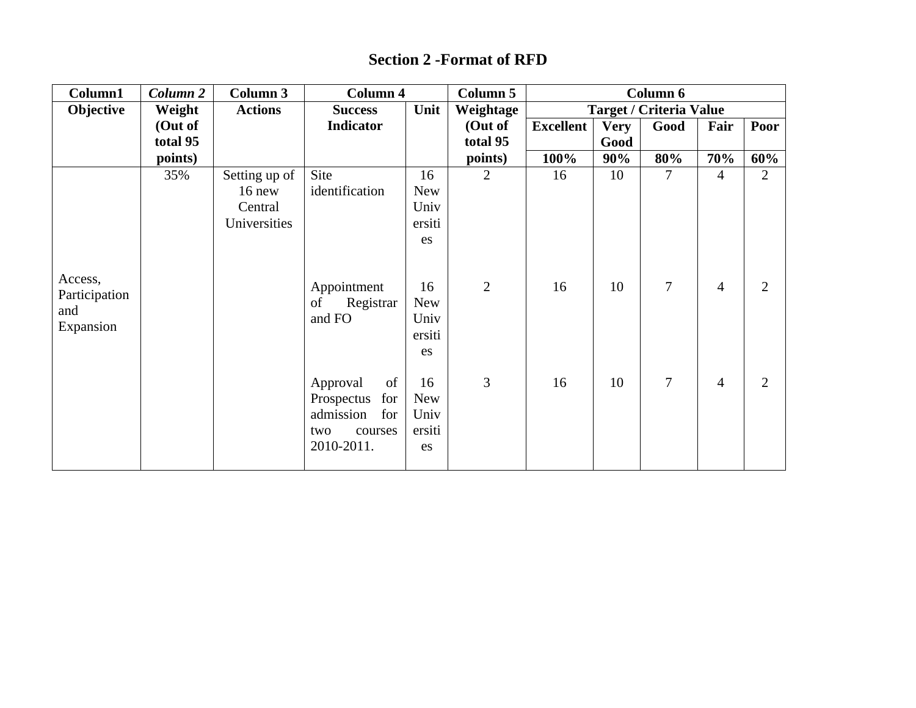## Section 2 -Format of RFD

| Column1 | *Column 2* | Column 3 | Column 4 | | Column 5 | Column 6 | | | | |
|---|---|---|---|---|---|---|---|---|---|---|
| **Objective** | **Weight (Out of total 95 points)** | **Actions** | **Success Indicator** | **Unit** | **Weightage (Out of total 95 points)** | **Target / Criteria Value** | | | | |
| | | | | | | **Excellent** | **Very Good** | **Good** | **Fair** | **Poor** |
| | | | | | | **100%** | **90%** | **80%** | **70%** | **60%** |
| Access, Participation and Expansion | 35% | Setting up of 16 new Central Universities | Site identification | 16 New Universities | 2 | 16 | 10 | 7 | 4 | 2 |
| | | | Appointment of Registrar and FO | 16 New Universities | 2 | 16 | 10 | 7 | 4 | 2 |
| | | | Approval of Prospectus for admission for two courses 2010-2011. | 16 New Universities | 3 | 16 | 10 | 7 | 4 | 2 |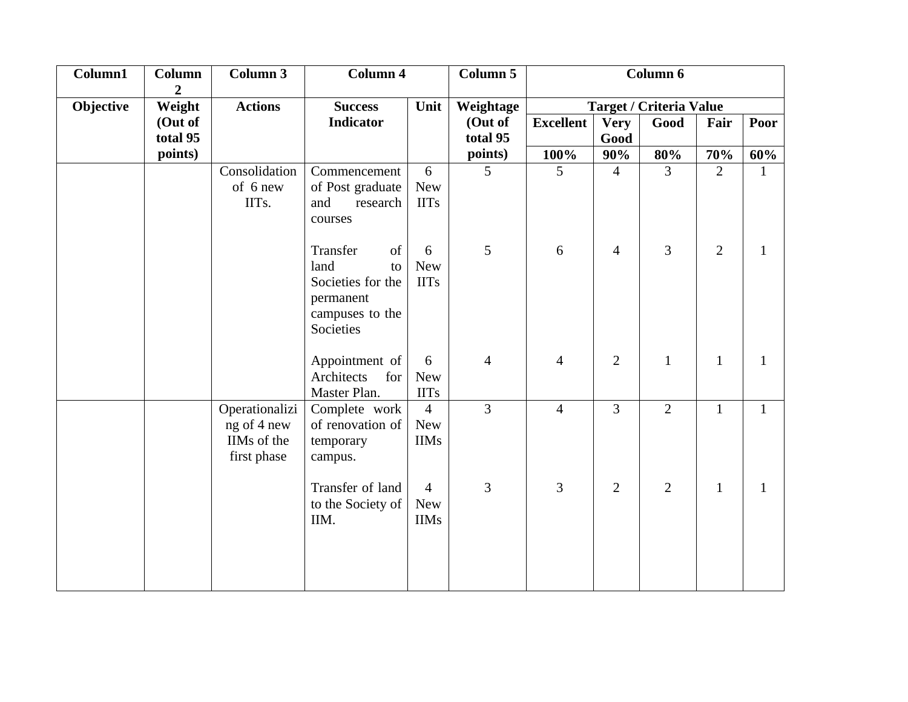| Column1 | Column 2 | Column 3 | Column 4 | | Column 5 | Column 6 | | | | |
|---|---|---|---|---|---|---|---|---|---|---|
| Objective | Weight (Out of total 95 points) | Actions | Success Indicator | Unit | Weightage (Out of total 95 points) | Target / Criteria Value | | | | |
| | | | | | | Excellent | Very Good | Good | Fair | Poor |
| | | | | | | 100% | 90% | 80% | 70% | 60% |
| | | Consolidation of 6 new IITs. | Commencement of Post graduate and research courses | 6 New IITs | 5 | 5 | 4 | 3 | 2 | 1 |
| | | | Transfer of land to Societies for the permanent campuses to the Societies | 6 New IITs | 5 | 6 | 4 | 3 | 2 | 1 |
| | | | Appointment of Architects for Master Plan. | 6 New IITs | 4 | 4 | 2 | 1 | 1 | 1 |
| | | Operationalizing of 4 new IIMs of the first phase | Complete work of renovation of temporary campus. | 4 New IIMs | 3 | 4 | 3 | 2 | 1 | 1 |
| | | | Transfer of land to the Society of IIM. | 4 New IIMs | 3 | 3 | 2 | 2 | 1 | 1 |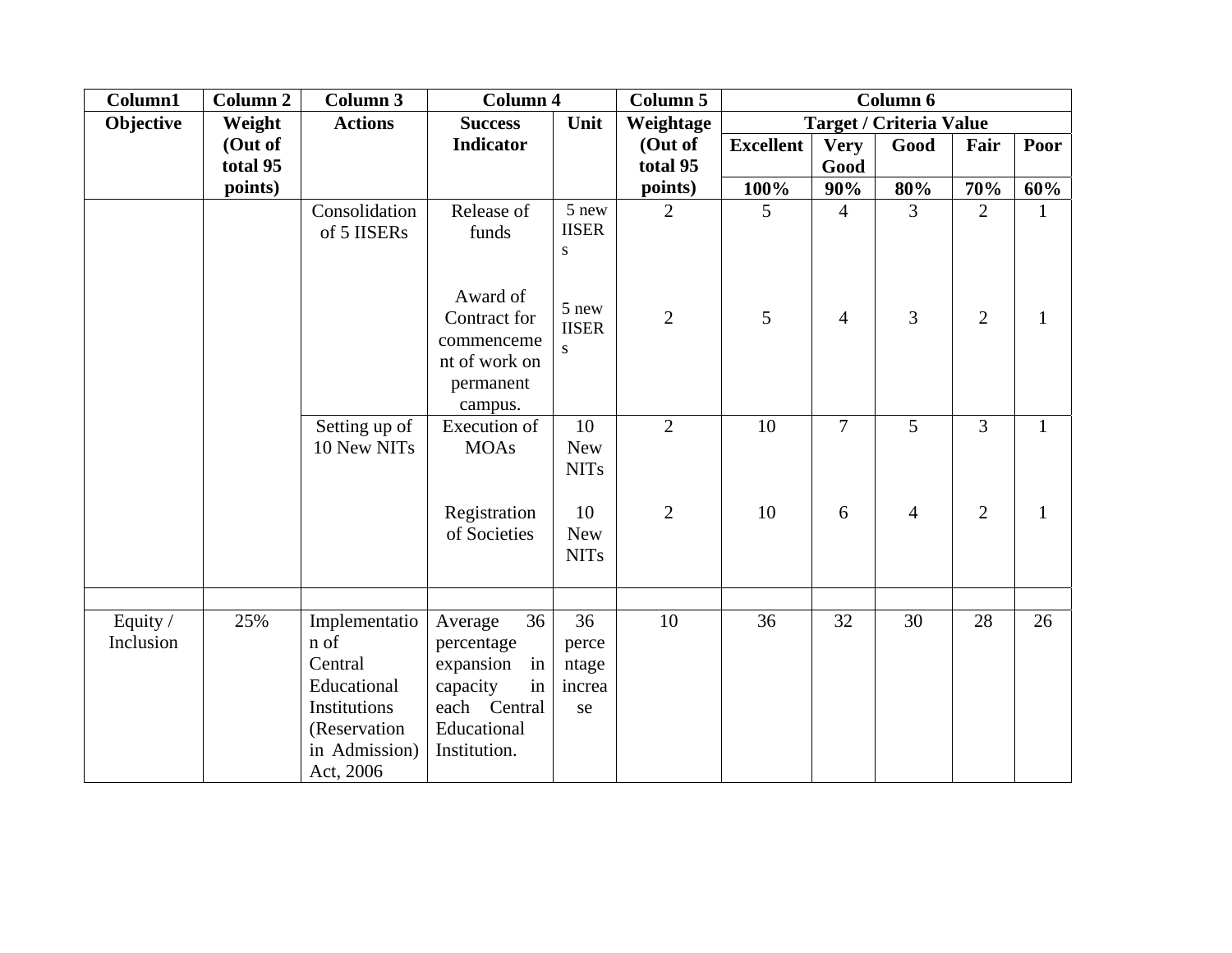| Column1 | Column 2 | Column 3 | Column 4 | | Column 5 | Column 6 | | | | |
|---|---|---|---|---|---|---|---|---|---|---|
| Objective | Weight (Out of total 95 points) | Actions | Success Indicator | Unit | Weightage (Out of total 95 points) | Target / Criteria Value | | | | |
| | | | | | | Excellent | Very Good | Good | Fair | Poor |
| | | | | | | 100% | 90% | 80% | 70% | 60% |
| | | Consolidation of 5 IISERs | Release of funds | 5 new IISERs | 2 | 5 | 4 | 3 | 2 | 1 |
| | | | Award of Contract for commencement of work on permanent campus. | 5 new IISERs | 2 | 5 | 4 | 3 | 2 | 1 |
| | | Setting up of 10 New NITs | Execution of MOAs | 10 New NITs | 2 | 10 | 7 | 5 | 3 | 1 |
| | | | Registration of Societies | 10 New NITs | 2 | 10 | 6 | 4 | 2 | 1 |
| | | | | | | | | | | |
| Equity / Inclusion | 25% | Implementation of Central Educational Institutions (Reservation in Admission) Act, 2006 | Average 36 percentage expansion in capacity in each Central Educational Institution. | 36 percentage increase | 10 | 36 | 32 | 30 | 28 | 26 |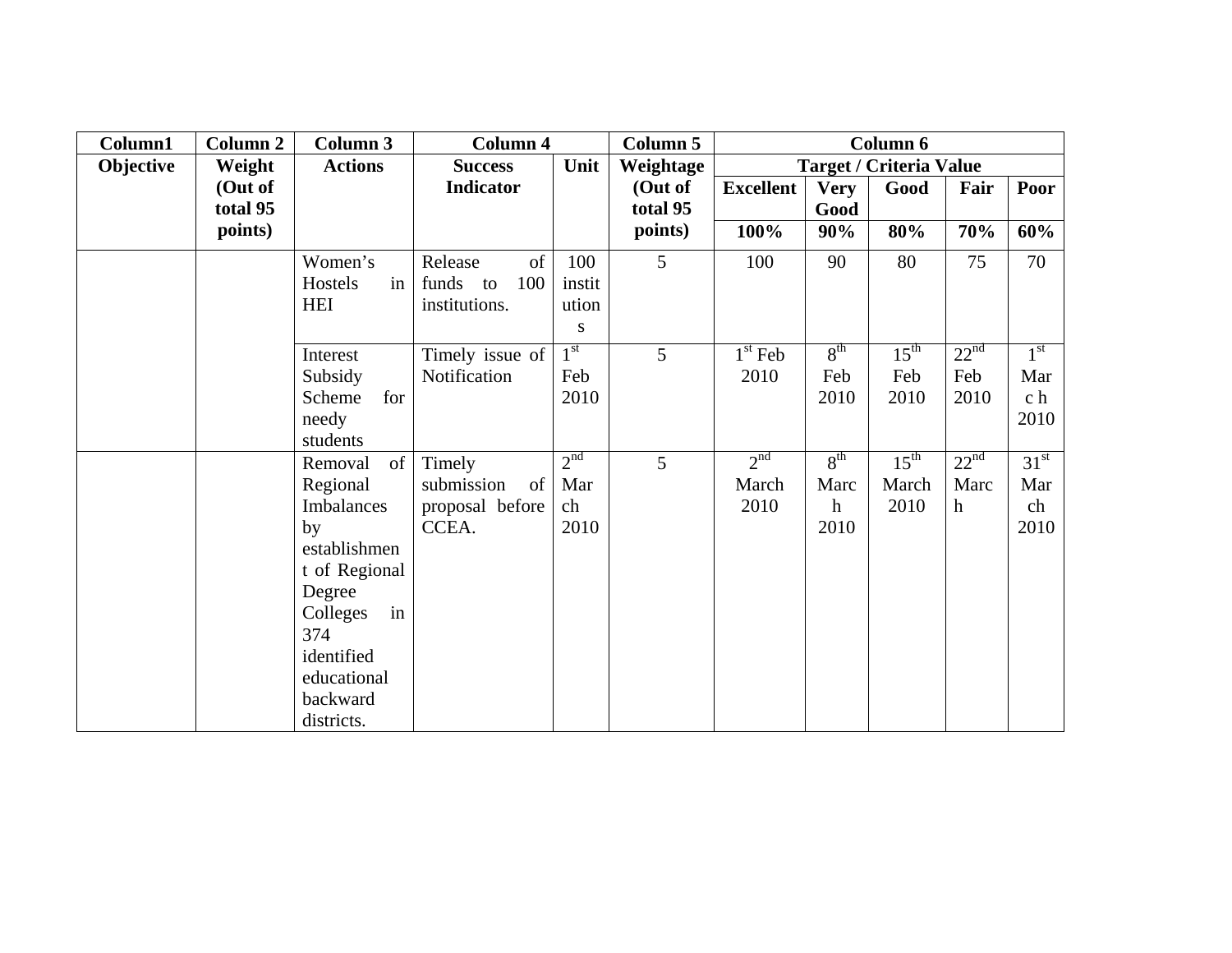| Column1 | Column 2 | Column 3 | Column 4 | | Column 5 | Column 6 | | | | |
|---|---|---|---|---|---|---|---|---|---|---|
| Objective | Weight (Out of total 95 points) | Actions | Success Indicator | Unit | Weightage (Out of total 95 points) | Target / Criteria Value | | | | |
| | | | | | | Excellent | Very Good | Good | Fair | Poor |
| | | | | | | 100% | 90% | 80% | 70% | 60% |
| | | Women's Hostels in HEI | Release of funds to 100 institutions. | 100 institutions | 5 | 100 | 90 | 80 | 75 | 70 |
| | | Interest Subsidy Scheme for needy students | Timely issue of Notification | 1st Feb 2010 | 5 | 1st Feb 2010 | 8th Feb 2010 | 15th Feb 2010 | 22nd Feb 2010 | 1st March 2010 |
| | | Removal of Regional Imbalances by establishment of Regional Degree Colleges in 374 identified educational backward districts. | Timely submission of proposal before CCEA. | 2nd March 2010 | 5 | 2nd March 2010 | 8th March 2010 | 15th March 2010 | 22nd March | 31st March 2010 |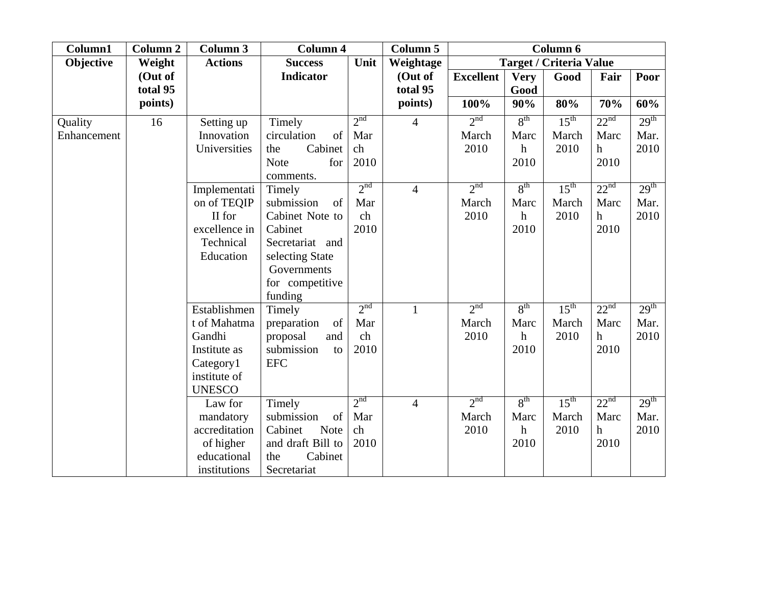| Column1 | Column 2 | Column 3 | Column 4 | | Column 5 | Column 6 | | | | |
|---|---|---|---|---|---|---|---|---|---|---|
| Objective | Weight (Out of total 95 points) | Actions | Success Indicator | Unit | Weightage (Out of total 95 points) | Target / Criteria Value | | | | |
| | | | | | | Excellent | Very Good | Good | Fair | Poor |
| | | | | | | 100% | 90% | 80% | 70% | 60% |
| Quality Enhancement | 16 | Setting up Innovation Universities | Timely circulation of the Cabinet Note for comments. | 2nd March 2010 | 4 | 2nd March 2010 | 8th March 2010 | 15th March 2010 | 22nd March 2010 | 29th Mar. 2010 |
| | | Implementation of TEQIP II for excellence in Technical Education | Timely submission of Cabinet Note to Cabinet Secretariat and selecting State Governments for competitive funding | 2nd March 2010 | 4 | 2nd March 2010 | 8th March 2010 | 15th March 2010 | 22nd March 2010 | 29th Mar. 2010 |
| | | Establishment of Mahatma Gandhi Institute as Category1 institute of UNESCO | Timely preparation of proposal and submission to EFC | 2nd March 2010 | 1 | 2nd March 2010 | 8th March 2010 | 15th March 2010 | 22nd March 2010 | 29th Mar. 2010 |
| | | Law for mandatory accreditation of higher educational institutions | Timely submission of Cabinet Note and draft Bill to the Cabinet Secretariat | 2nd March 2010 | 4 | 2nd March 2010 | 8th March 2010 | 15th March 2010 | 22nd March 2010 | 29th Mar. 2010 |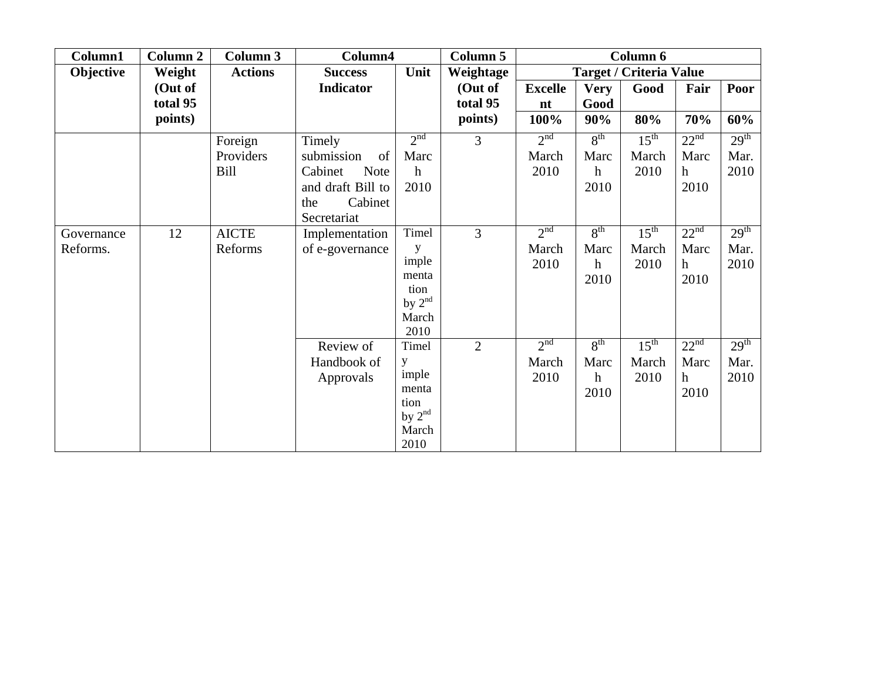| Column1 | Column 2 | Column 3 | Column4 | | Column 5 | Column 6 | | | | |
|---|---|---|---|---|---|---|---|---|---|---|
| Objective | Weight (Out of total 95 points) | Actions | Success Indicator | Unit | Weightage (Out of total 95 points) | Target / Criteria Value | | | | |
| | | | | | | Excellent | Very Good | Good | Fair | Poor |
| | | | | | | 100% | 90% | 80% | 70% | 60% |
| | | Foreign Providers Bill | Timely submission of Cabinet Note and draft Bill to the Cabinet Secretariat | 2nd March 2010 | 3 | 2nd March 2010 | 8th March 2010 | 15th March 2010 | 22nd March 2010 | 29th Mar. 2010 |
| Governance Reforms. | 12 | AICTE Reforms | Implementation of e-governance | Timely implementation by 2nd March 2010 | 3 | 2nd March 2010 | 8th March 2010 | 15th March 2010 | 22nd March 2010 | 29th Mar. 2010 |
| | | | Review of Handbook of Approvals | Timely implementation by 2nd March 2010 | 2 | 2nd March 2010 | 8th March 2010 | 15th March 2010 | 22nd March 2010 | 29th Mar. 2010 |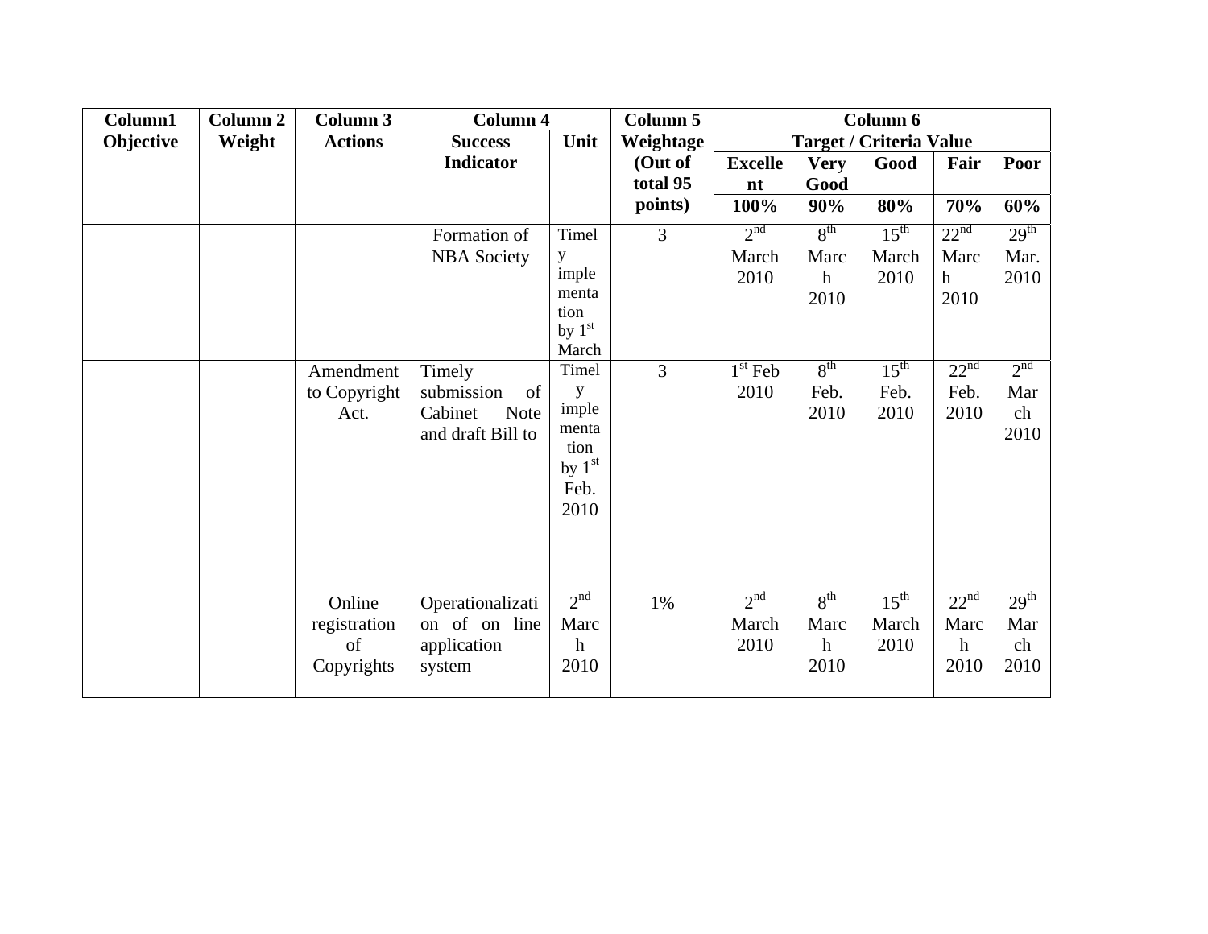| Column1 | Column 2 | Column 3 | Column 4 | | Column 5 | Column 6 | | | | |
|---|---|---|---|---|---|---|---|---|---|---|
| Objective | Weight | Actions | Success Indicator | Unit | Weightage (Out of total 95 points) | Target / Criteria Value | | | | |
| | | | | | | Excellent | Very Good | Good | Fair | Poor |
| | | | | | | 100% | 90% | 80% | 70% | 60% |
| | | | Formation of NBA Society | Timely implementation by 1st March | 3 | 2nd March 2010 | 8th March 2010 | 15th March 2010 | 22nd March 2010 | 29th Mar. 2010 |
| | | Amendment to Copyright Act. | Timely submission of Cabinet Note and draft Bill to | Timely implementation by 1st Feb. 2010 | 3 | 1st Feb 2010 | 8th Feb. 2010 | 15th Feb. 2010 | 22nd Feb. 2010 | 2nd March 2010 |
| | | Online registration of Copyrights | Operationalization of on line application system | 2nd March 2010 | 1% | 2nd March 2010 | 8th March 2010 | 15th March 2010 | 22nd March 2010 | 29th March 2010 |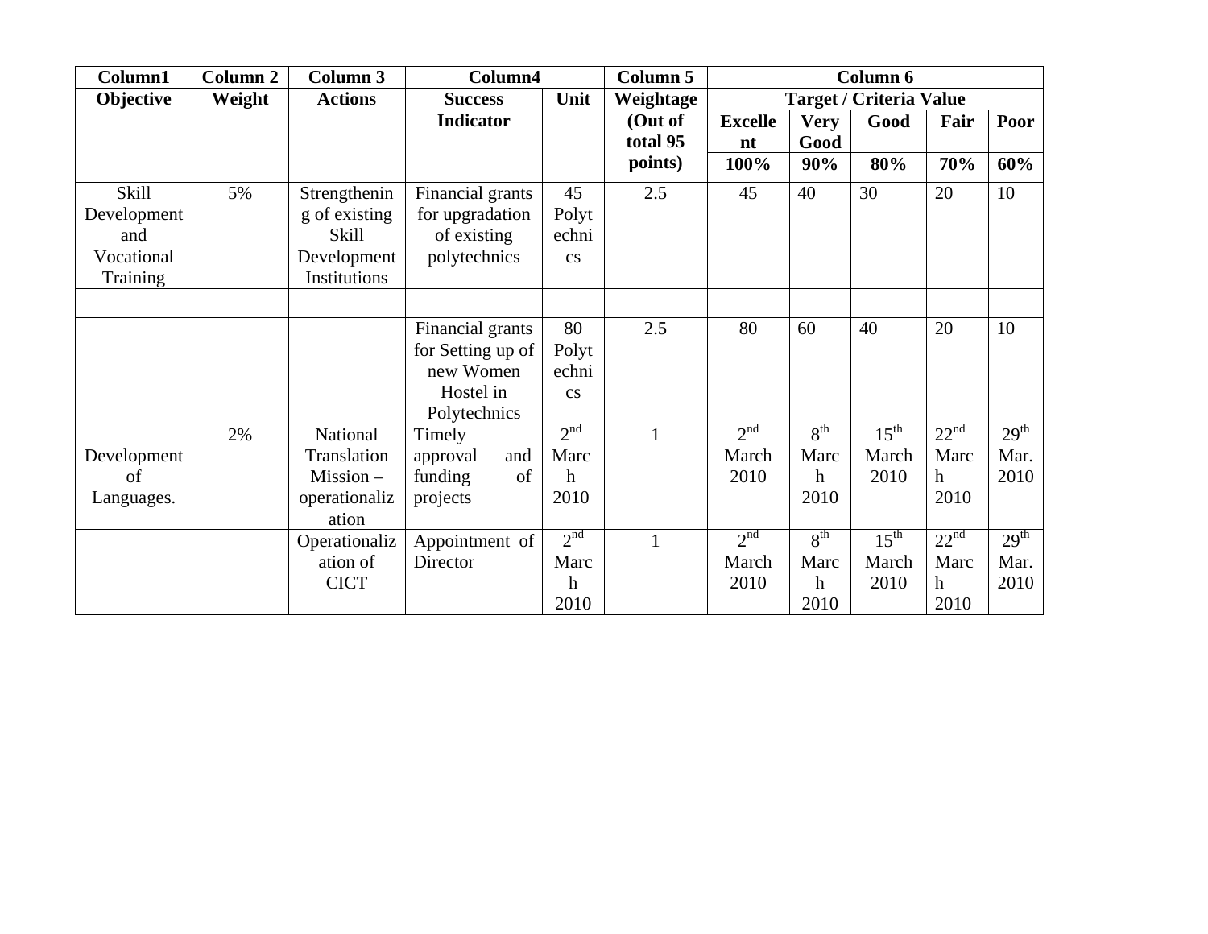| Column1 | Column 2 | Column 3 | Column4 | | Column 5 | Column 6 | | | | |
|---|---|---|---|---|---|---|---|---|---|---|
| Objective | Weight | Actions | Success Indicator | Unit | Weightage (Out of total 95 points) | Target / Criteria Value | | | | |
| | | | | | | Excellent | Very Good | Good | Fair | Poor |
| | | | | | | 100% | 90% | 80% | 70% | 60% |
| Skill Development and Vocational Training | 5% | Strengthening of existing Skill Development Institutions | Financial grants for upgradation of existing polytechnics | 45 Polytechnics | 2.5 | 45 | 40 | 30 | 20 | 10 |
| | | | | | | | | | | |
| | | | Financial grants for Setting up of new Women Hostel in Polytechnics | 80 Polytechnics | 2.5 | 80 | 60 | 40 | 20 | 10 |
| Development of Languages. | 2% | National Translation Mission – operationalization | Timely approval and funding of projects | 2nd March 2010 | 1 | 2nd March 2010 | 8th March 2010 | 15th March 2010 | 22nd March 2010 | 29th Mar. 2010 |
| | | Operationalization of CICT | Appointment of Director | 2nd March 2010 | 1 | 2nd March 2010 | 8th March 2010 | 15th March 2010 | 22nd March 2010 | 29th Mar. 2010 |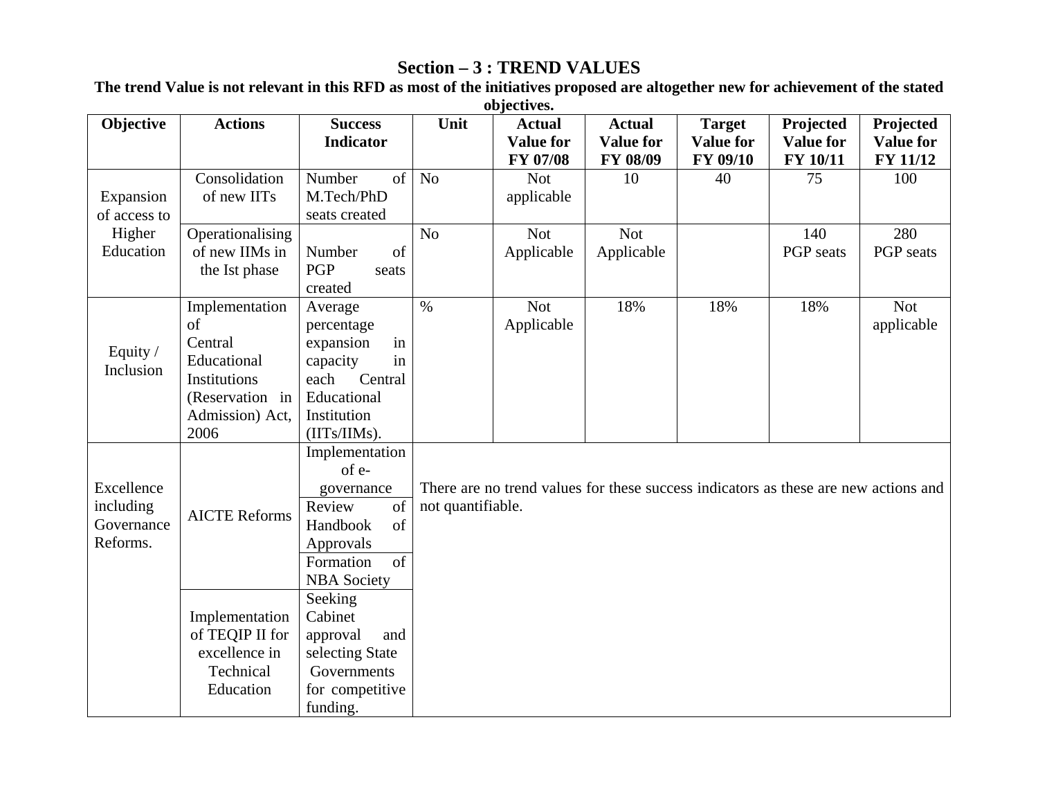# Section – 3 : TREND VALUES

**The trend Value is not relevant in this RFD as most of the initiatives proposed are altogether new for achievement of the stated objectives.**

| Objective | Actions | Success Indicator | Unit | Actual Value for FY 07/08 | Actual Value for FY 08/09 | Target Value for FY 09/10 | Projected Value for FY 10/11 | Projected Value for FY 11/12 |
|---|---|---|---|---|---|---|---|---|
| Expansion of access to Higher Education | Consolidation of new IITs | Number of M.Tech/PhD seats created | No | Not applicable | 10 | 40 | 75 | 100 |
| | Operationalising of new IIMs in the Ist phase | Number of PGP seats created | No | Not Applicable | Not Applicable | | 140 PGP seats | 280 PGP seats |
| Equity / Inclusion | Implementation of Central Educational Institutions (Reservation in Admission) Act, 2006 | Average percentage expansion in capacity in each Central Educational Institution (IITs/IIMs). | % | Not Applicable | 18% | 18% | 18% | Not applicable |
| Excellence including Governance Reforms. | AICTE Reforms | Implementation of e-governance | There are no trend values for these success indicators as these are new actions and not quantifiable. | | | | | |
| | | Review of Handbook of Approvals | | | | | | |
| | | Formation of NBA Society | | | | | | |
| | Implementation of TEQIP II for excellence in Technical Education | Seeking Cabinet approval and selecting State Governments for competitive funding. | | | | | | |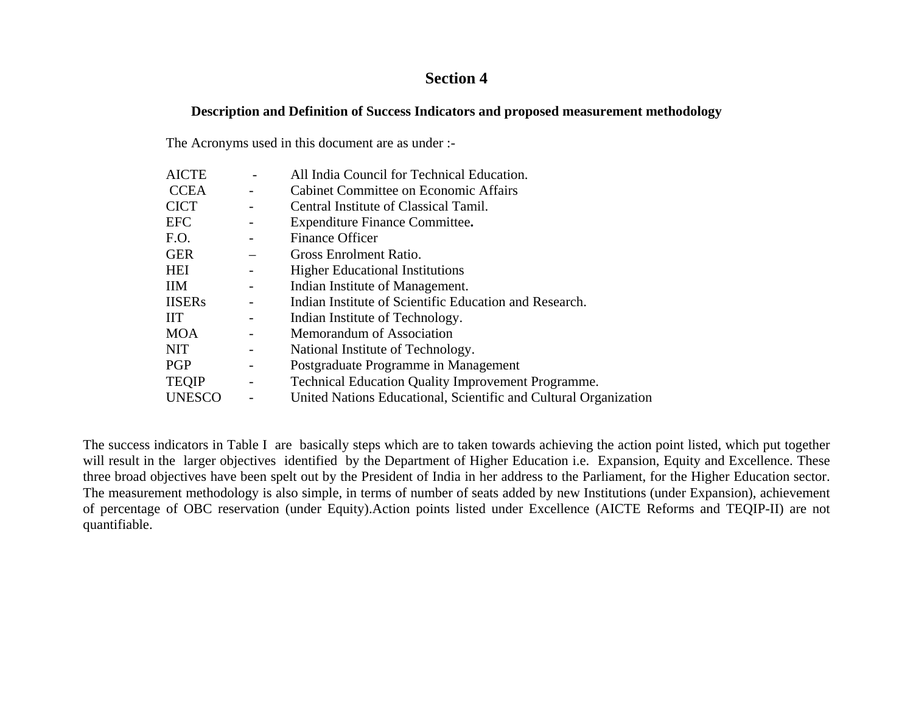## Section 4

### Description and Definition of Success Indicators and proposed measurement methodology

The Acronyms used in this document are as under :-

| | | |
|---|---|---|
| AICTE | - | All India Council for Technical Education. |
| CCEA | - | Cabinet Committee on Economic Affairs |
| CICT | - | Central Institute of Classical Tamil. |
| EFC | - | Expenditure Finance Committee**.** |
| F.O. | - | Finance Officer |
| GER | – | Gross Enrolment Ratio. |
| HEI | - | Higher Educational Institutions |
| IIM | - | Indian Institute of Management. |
| IISERs | - | Indian Institute of Scientific Education and Research. |
| IIT | - | Indian Institute of Technology. |
| MOA | - | Memorandum of Association |
| NIT | - | National Institute of Technology. |
| PGP | - | Postgraduate Programme in Management |
| TEQIP | - | Technical Education Quality Improvement Programme. |
| UNESCO | - | United Nations Educational, Scientific and Cultural Organization |

The success indicators in Table I are basically steps which are to taken towards achieving the action point listed, which put together will result in the larger objectives identified by the Department of Higher Education i.e. Expansion, Equity and Excellence. These three broad objectives have been spelt out by the President of India in her address to the Parliament, for the Higher Education sector. The measurement methodology is also simple, in terms of number of seats added by new Institutions (under Expansion), achievement of percentage of OBC reservation (under Equity).Action points listed under Excellence (AICTE Reforms and TEQIP-II) are not quantifiable.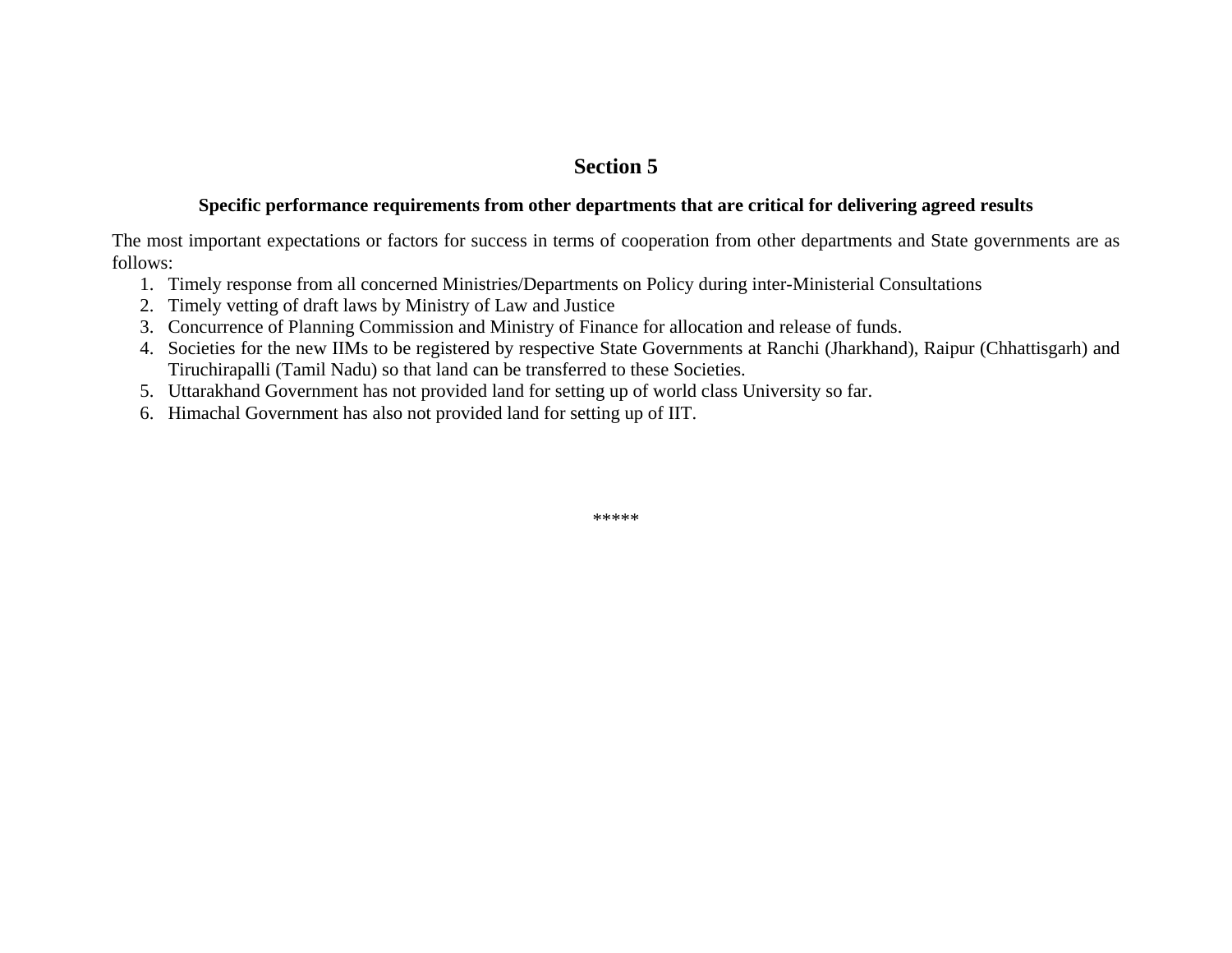# Section 5

**Specific performance requirements from other departments that are critical for delivering agreed results**

The most important expectations or factors for success in terms of cooperation from other departments and State governments are as follows:

1. Timely response from all concerned Ministries/Departments on Policy during inter-Ministerial Consultations
2. Timely vetting of draft laws by Ministry of Law and Justice
3. Concurrence of Planning Commission and Ministry of Finance for allocation and release of funds.
4. Societies for the new IIMs to be registered by respective State Governments at Ranchi (Jharkhand), Raipur (Chhattisgarh) and Tiruchirapalli (Tamil Nadu) so that land can be transferred to these Societies.
5. Uttarakhand Government has not provided land for setting up of world class University so far.
6. Himachal Government has also not provided land for setting up of IIT.

*****